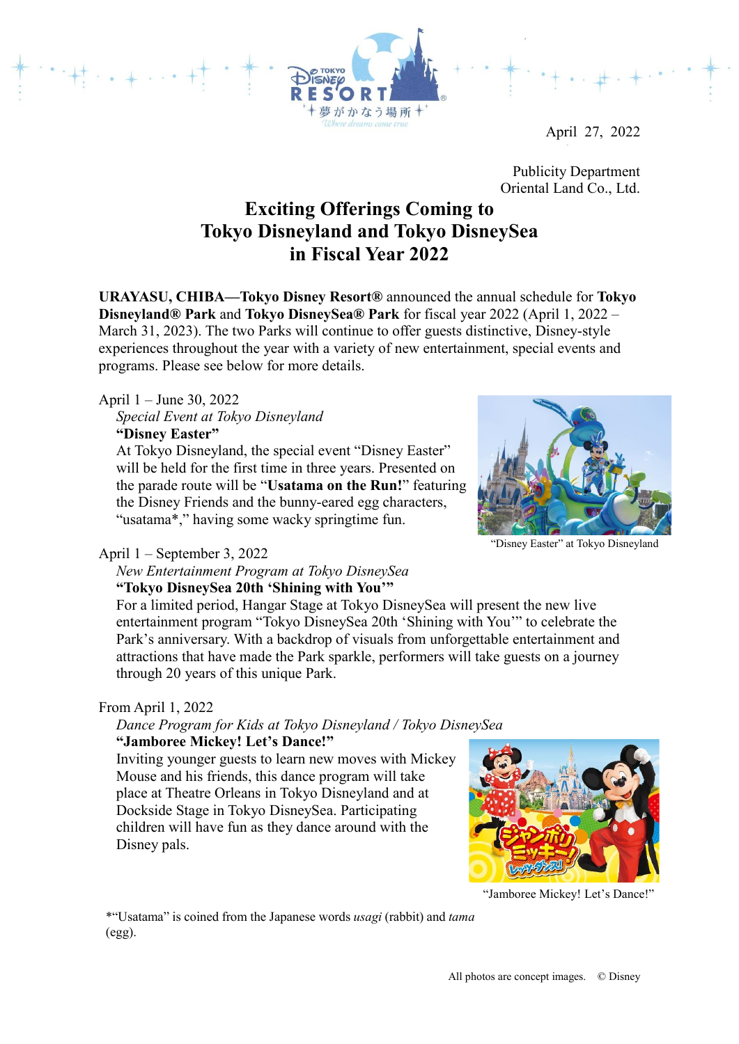April 27, 2022

Publicity Department
Oriental Land Co., Ltd.

# Exciting Offerings Coming to Tokyo Disneyland and Tokyo DisneySea in Fiscal Year 2022

**URAYASU, CHIBA—Tokyo Disney Resort®** announced the annual schedule for **Tokyo Disneyland® Park** and **Tokyo DisneySea® Park** for fiscal year 2022 (April 1, 2022 – March 31, 2023). The two Parks will continue to offer guests distinctive, Disney-style experiences throughout the year with a variety of new entertainment, special events and programs. Please see below for more details.

April 1 – June 30, 2022

*Special Event at Tokyo Disneyland*

**"Disney Easter"**

At Tokyo Disneyland, the special event "Disney Easter" will be held for the first time in three years. Presented on the parade route will be "**Usatama on the Run!**" featuring the Disney Friends and the bunny-eared egg characters, "usatama*," having some wacky springtime fun.

"Disney Easter" at Tokyo Disneyland

April 1 – September 3, 2022

*New Entertainment Program at Tokyo DisneySea*

**"Tokyo DisneySea 20th 'Shining with You'"**

For a limited period, Hangar Stage at Tokyo DisneySea will present the new live entertainment program "Tokyo DisneySea 20th 'Shining with You'" to celebrate the Park's anniversary. With a backdrop of visuals from unforgettable entertainment and attractions that have made the Park sparkle, performers will take guests on a journey through 20 years of this unique Park.

From April 1, 2022

*Dance Program for Kids at Tokyo Disneyland / Tokyo DisneySea*

**"Jamboree Mickey! Let's Dance!"**

Inviting younger guests to learn new moves with Mickey Mouse and his friends, this dance program will take place at Theatre Orleans in Tokyo Disneyland and at Dockside Stage in Tokyo DisneySea. Participating children will have fun as they dance around with the Disney pals.

"Jamboree Mickey! Let's Dance!"

*"Usatama" is coined from the Japanese words *usagi* (rabbit) and *tama* (egg).

All photos are concept images. © Disney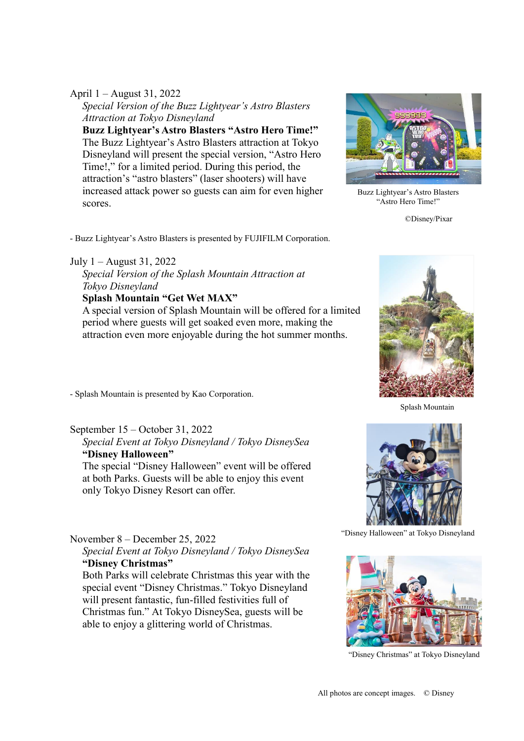April 1 – August 31, 2022

*Special Version of the Buzz Lightyear's Astro Blasters Attraction at Tokyo Disneyland*

**Buzz Lightyear's Astro Blasters "Astro Hero Time!"**

The Buzz Lightyear's Astro Blasters attraction at Tokyo Disneyland will present the special version, "Astro Hero Time!," for a limited period. During this period, the attraction's "astro blasters" (laser shooters) will have increased attack power so guests can aim for even higher scores.

Buzz Lightyear's Astro Blasters "Astro Hero Time!"

©Disney/Pixar

- Buzz Lightyear's Astro Blasters is presented by FUJIFILM Corporation.

July 1 – August 31, 2022

*Special Version of the Splash Mountain Attraction at Tokyo Disneyland*

**Splash Mountain "Get Wet MAX"**

A special version of Splash Mountain will be offered for a limited period where guests will get soaked even more, making the attraction even more enjoyable during the hot summer months.

- Splash Mountain is presented by Kao Corporation.

Splash Mountain

September 15 – October 31, 2022

*Special Event at Tokyo Disneyland / Tokyo DisneySea*

**"Disney Halloween"**

The special "Disney Halloween" event will be offered at both Parks. Guests will be able to enjoy this event only Tokyo Disney Resort can offer.

"Disney Halloween" at Tokyo Disneyland

November 8 – December 25, 2022

*Special Event at Tokyo Disneyland / Tokyo DisneySea*

**"Disney Christmas"**

Both Parks will celebrate Christmas this year with the special event "Disney Christmas." Tokyo Disneyland will present fantastic, fun-filled festivities full of Christmas fun." At Tokyo DisneySea, guests will be able to enjoy a glittering world of Christmas.

"Disney Christmas" at Tokyo Disneyland

All photos are concept images. © Disney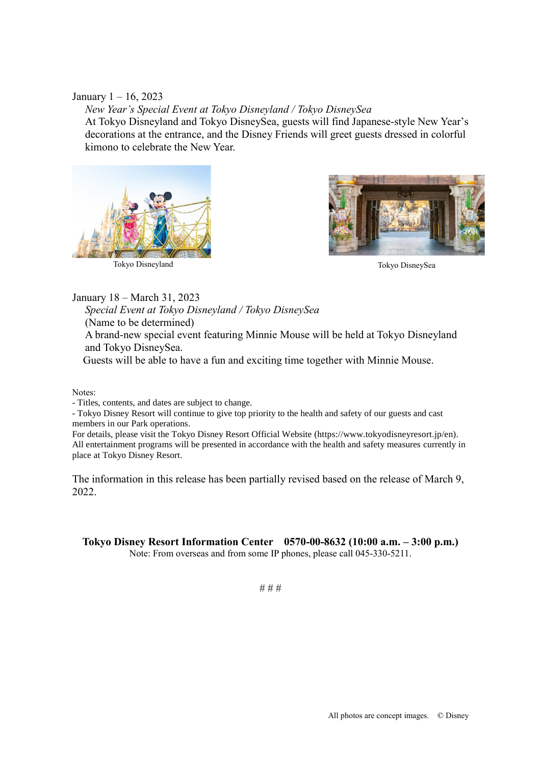January 1 – 16, 2023

*New Year's Special Event at Tokyo Disneyland / Tokyo DisneySea*

At Tokyo Disneyland and Tokyo DisneySea, guests will find Japanese-style New Year's decorations at the entrance, and the Disney Friends will greet guests dressed in colorful kimono to celebrate the New Year.

Tokyo Disneyland

Tokyo DisneySea

January 18 – March 31, 2023

*Special Event at Tokyo Disneyland / Tokyo DisneySea*

(Name to be determined)

A brand-new special event featuring Minnie Mouse will be held at Tokyo Disneyland and Tokyo DisneySea.

Guests will be able to have a fun and exciting time together with Minnie Mouse.

Notes:

- Titles, contents, and dates are subject to change.
- Tokyo Disney Resort will continue to give top priority to the health and safety of our guests and cast members in our Park operations.

For details, please visit the Tokyo Disney Resort Official Website (https://www.tokyodisneyresort.jp/en).
All entertainment programs will be presented in accordance with the health and safety measures currently in place at Tokyo Disney Resort.

The information in this release has been partially revised based on the release of March 9, 2022.

**Tokyo Disney Resort Information Center　0570-00-8632 (10:00 a.m. – 3:00 p.m.)**

Note: From overseas and from some IP phones, please call 045-330-5211.

# # #

All photos are concept images.　© Disney